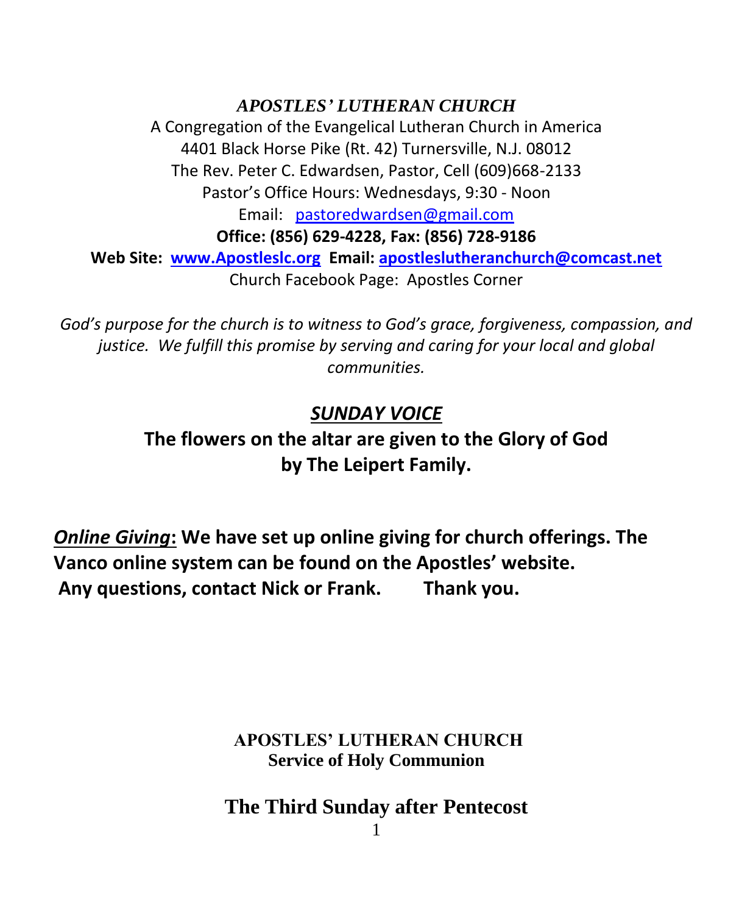***APOSTLES' LUTHERAN CHURCH***

A Congregation of the Evangelical Lutheran Church in America
4401 Black Horse Pike (Rt. 42) Turnersville, N.J. 08012
The Rev. Peter C. Edwardsen, Pastor, Cell (609)668-2133
Pastor's Office Hours: Wednesdays, 9:30 - Noon
Email: pastoredwardsen@gmail.com
**Office: (856) 629-4228, Fax: (856) 728-9186**
**Web Site: www.Apostleslc.org Email: apostleslutheranchurch@comcast.net**
Church Facebook Page: Apostles Corner

*God's purpose for the church is to witness to God's grace, forgiveness, compassion, and justice. We fulfill this promise by serving and caring for your local and global communities.*

## ***SUNDAY VOICE***

**The flowers on the altar are given to the Glory of God by The Leipert Family.**

***Online Giving*: We have set up online giving for church offerings. The Vanco online system can be found on the Apostles' website. Any questions, contact Nick or Frank. Thank you.**

**APOSTLES' LUTHERAN CHURCH**
**Service of Holy Communion**

# The Third Sunday after Pentecost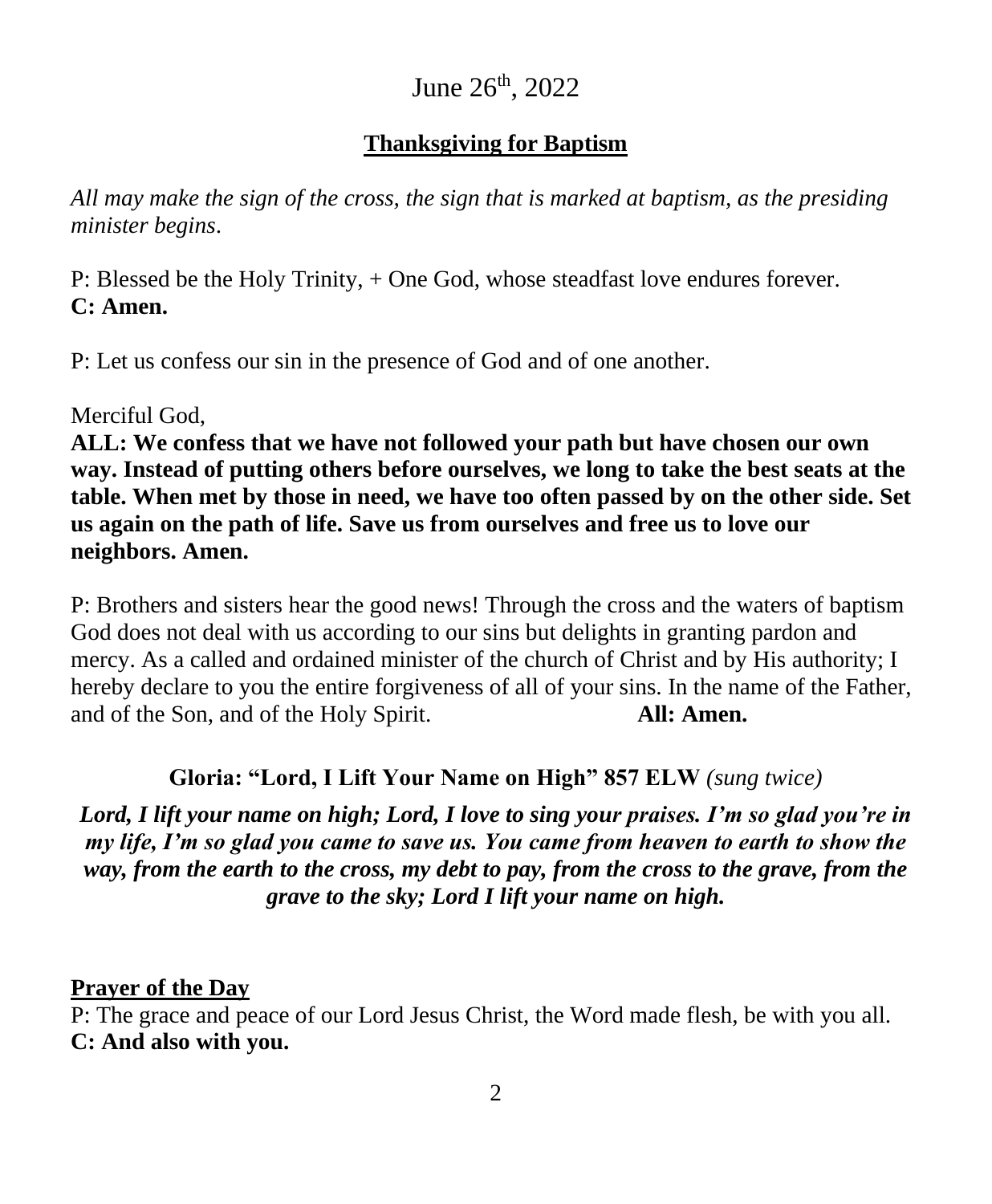June 26th, 2022

## Thanksgiving for Baptism

*All may make the sign of the cross, the sign that is marked at baptism, as the presiding minister begins.*

P: Blessed be the Holy Trinity, + One God, whose steadfast love endures forever.
**C: Amen.**

P: Let us confess our sin in the presence of God and of one another.

Merciful God,
**ALL: We confess that we have not followed your path but have chosen our own way. Instead of putting others before ourselves, we long to take the best seats at the table. When met by those in need, we have too often passed by on the other side. Set us again on the path of life. Save us from ourselves and free us to love our neighbors. Amen.**

P: Brothers and sisters hear the good news! Through the cross and the waters of baptism God does not deal with us according to our sins but delights in granting pardon and mercy. As a called and ordained minister of the church of Christ and by His authority; I hereby declare to you the entire forgiveness of all of your sins. In the name of the Father, and of the Son, and of the Holy Spirit. **All: Amen.**

**Gloria: "Lord, I Lift Your Name on High" 857 ELW** *(sung twice)*

***Lord, I lift your name on high; Lord, I love to sing your praises. I'm so glad you're in my life, I'm so glad you came to save us. You came from heaven to earth to show the way, from the earth to the cross, my debt to pay, from the cross to the grave, from the grave to the sky; Lord I lift your name on high.***

## Prayer of the Day

P: The grace and peace of our Lord Jesus Christ, the Word made flesh, be with you all.
**C: And also with you.**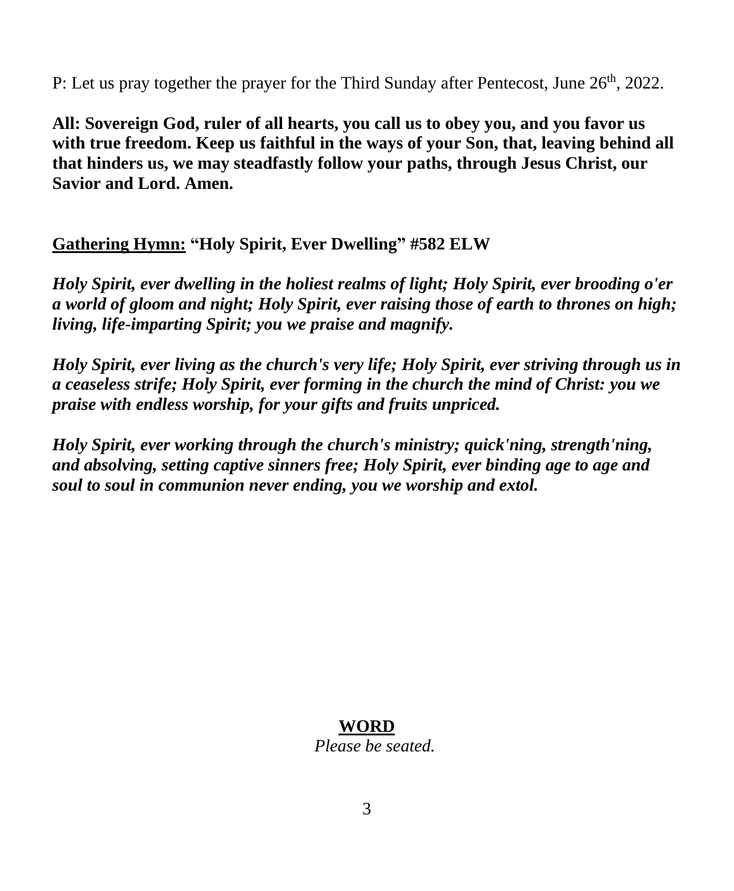P: Let us pray together the prayer for the Third Sunday after Pentecost, June 26th, 2022.

**All: Sovereign God, ruler of all hearts, you call us to obey you, and you favor us with true freedom. Keep us faithful in the ways of your Son, that, leaving behind all that hinders us, we may steadfastly follow your paths, through Jesus Christ, our Savior and Lord. Amen.**

**<u>Gathering Hymn:</u> "Holy Spirit, Ever Dwelling" #582 ELW**

***Holy Spirit, ever dwelling in the holiest realms of light; Holy Spirit, ever brooding o'er a world of gloom and night; Holy Spirit, ever raising those of earth to thrones on high; living, life-imparting Spirit; you we praise and magnify.***

***Holy Spirit, ever living as the church's very life; Holy Spirit, ever striving through us in a ceaseless strife; Holy Spirit, ever forming in the church the mind of Christ: you we praise with endless worship, for your gifts and fruits unpriced.***

***Holy Spirit, ever working through the church's ministry; quick'ning, strength'ning, and absolving, setting captive sinners free; Holy Spirit, ever binding age to age and soul to soul in communion never ending, you we worship and extol.***

## WORD

*Please be seated.*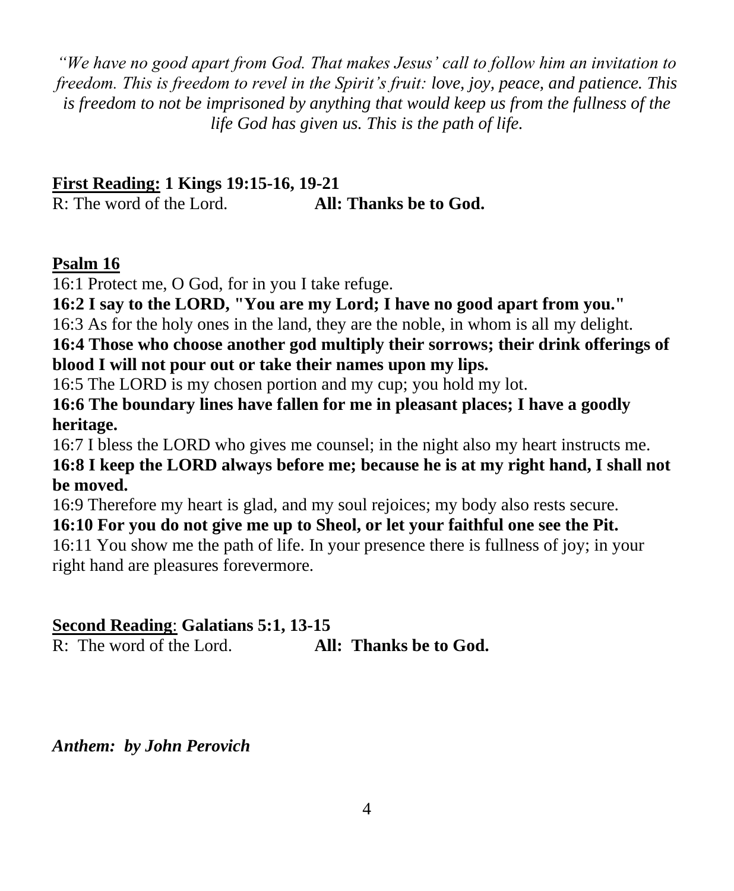*"We have no good apart from God. That makes Jesus' call to follow him an invitation to freedom. This is freedom to revel in the Spirit's fruit: love, joy, peace, and patience. This is freedom to not be imprisoned by anything that would keep us from the fullness of the life God has given us. This is the path of life.*

**First Reading: 1 Kings 19:15-16, 19-21**
R: The word of the Lord. **All: Thanks be to God.**

**Psalm 16**

16:1 Protect me, O God, for in you I take refuge.
**16:2 I say to the LORD, "You are my Lord; I have no good apart from you."**
16:3 As for the holy ones in the land, they are the noble, in whom is all my delight.
**16:4 Those who choose another god multiply their sorrows; their drink offerings of blood I will not pour out or take their names upon my lips.**
16:5 The LORD is my chosen portion and my cup; you hold my lot.
**16:6 The boundary lines have fallen for me in pleasant places; I have a goodly heritage.**
16:7 I bless the LORD who gives me counsel; in the night also my heart instructs me.
**16:8 I keep the LORD always before me; because he is at my right hand, I shall not be moved.**
16:9 Therefore my heart is glad, and my soul rejoices; my body also rests secure.
**16:10 For you do not give me up to Sheol, or let your faithful one see the Pit.**
16:11 You show me the path of life. In your presence there is fullness of joy; in your right hand are pleasures forevermore.

**Second Reading: Galatians 5:1, 13-15**
R: The word of the Lord. **All: Thanks be to God.**

***Anthem: by John Perovich***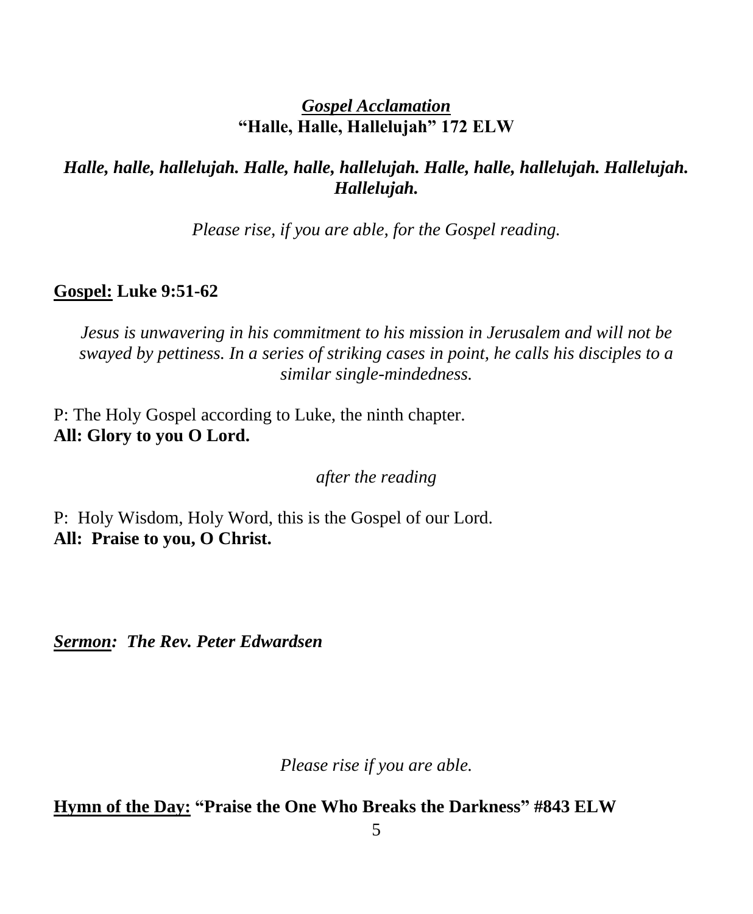### ***Gospel Acclamation***
**"Halle, Halle, Hallelujah" 172 ELW**

***Halle, halle, hallelujah. Halle, halle, hallelujah. Halle, halle, hallelujah. Hallelujah. Hallelujah.***

*Please rise, if you are able, for the Gospel reading.*

**Gospel: Luke 9:51-62**

*Jesus is unwavering in his commitment to his mission in Jerusalem and will not be swayed by pettiness. In a series of striking cases in point, he calls his disciples to a similar single-mindedness.*

P: The Holy Gospel according to Luke, the ninth chapter.
**All: Glory to you O Lord.**

*after the reading*

P: Holy Wisdom, Holy Word, this is the Gospel of our Lord.
**All: Praise to you, O Christ.**

***Sermon: The Rev. Peter Edwardsen***

*Please rise if you are able.*

**Hymn of the Day: "Praise the One Who Breaks the Darkness" #843 ELW**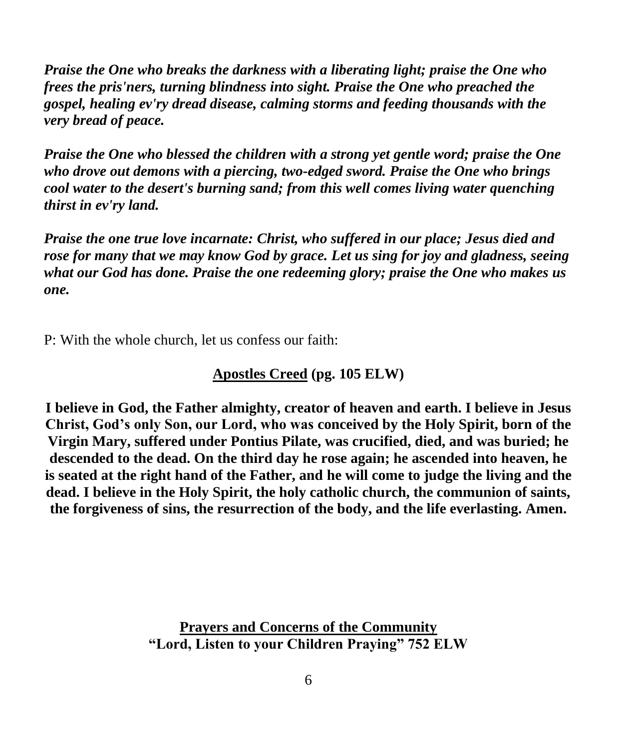***Praise the One who breaks the darkness with a liberating light; praise the One who frees the pris'ners, turning blindness into sight. Praise the One who preached the gospel, healing ev'ry dread disease, calming storms and feeding thousands with the very bread of peace.***

***Praise the One who blessed the children with a strong yet gentle word; praise the One who drove out demons with a piercing, two-edged sword. Praise the One who brings cool water to the desert's burning sand; from this well comes living water quenching thirst in ev'ry land.***

***Praise the one true love incarnate: Christ, who suffered in our place; Jesus died and rose for many that we may know God by grace. Let us sing for joy and gladness, seeing what our God has done. Praise the one redeeming glory; praise the One who makes us one.***

P: With the whole church, let us confess our faith:

**<u>Apostles Creed</u> (pg. 105 ELW)**

**I believe in God, the Father almighty, creator of heaven and earth. I believe in Jesus Christ, God's only Son, our Lord, who was conceived by the Holy Spirit, born of the Virgin Mary, suffered under Pontius Pilate, was crucified, died, and was buried; he descended to the dead. On the third day he rose again; he ascended into heaven, he is seated at the right hand of the Father, and he will come to judge the living and the dead. I believe in the Holy Spirit, the holy catholic church, the communion of saints, the forgiveness of sins, the resurrection of the body, and the life everlasting. Amen.**

**<u>Prayers and Concerns of the Community</u>**
**"Lord, Listen to your Children Praying" 752 ELW**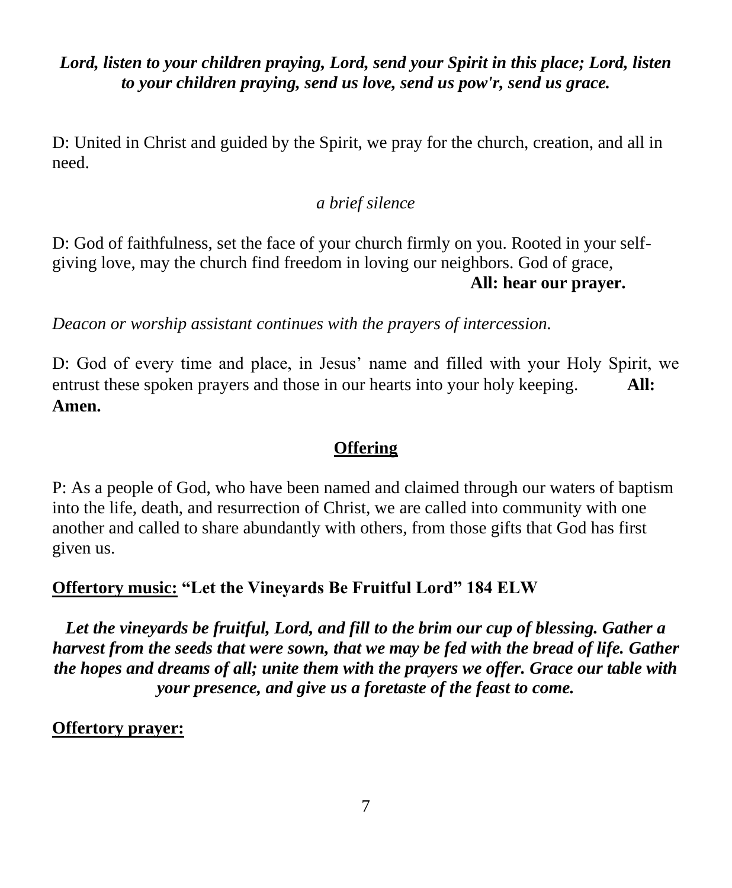***Lord, listen to your children praying, Lord, send your Spirit in this place; Lord, listen to your children praying, send us love, send us pow'r, send us grace.***

D: United in Christ and guided by the Spirit, we pray for the church, creation, and all in need.

*a brief silence*

D: God of faithfulness, set the face of your church firmly on you. Rooted in your self-giving love, may the church find freedom in loving our neighbors. God of grace,

**All: hear our prayer.**

*Deacon or worship assistant continues with the prayers of intercession.*

D: God of every time and place, in Jesus' name and filled with your Holy Spirit, we entrust these spoken prayers and those in our hearts into your holy keeping. **All: Amen.**

## <u>Offering</u>

P: As a people of God, who have been named and claimed through our waters of baptism into the life, death, and resurrection of Christ, we are called into community with one another and called to share abundantly with others, from those gifts that God has first given us.

**<u>Offertory music:</u> "Let the Vineyards Be Fruitful Lord" 184 ELW**

***Let the vineyards be fruitful, Lord, and fill to the brim our cup of blessing. Gather a harvest from the seeds that were sown, that we may be fed with the bread of life. Gather the hopes and dreams of all; unite them with the prayers we offer. Grace our table with your presence, and give us a foretaste of the feast to come.***

**<u>Offertory prayer:</u>**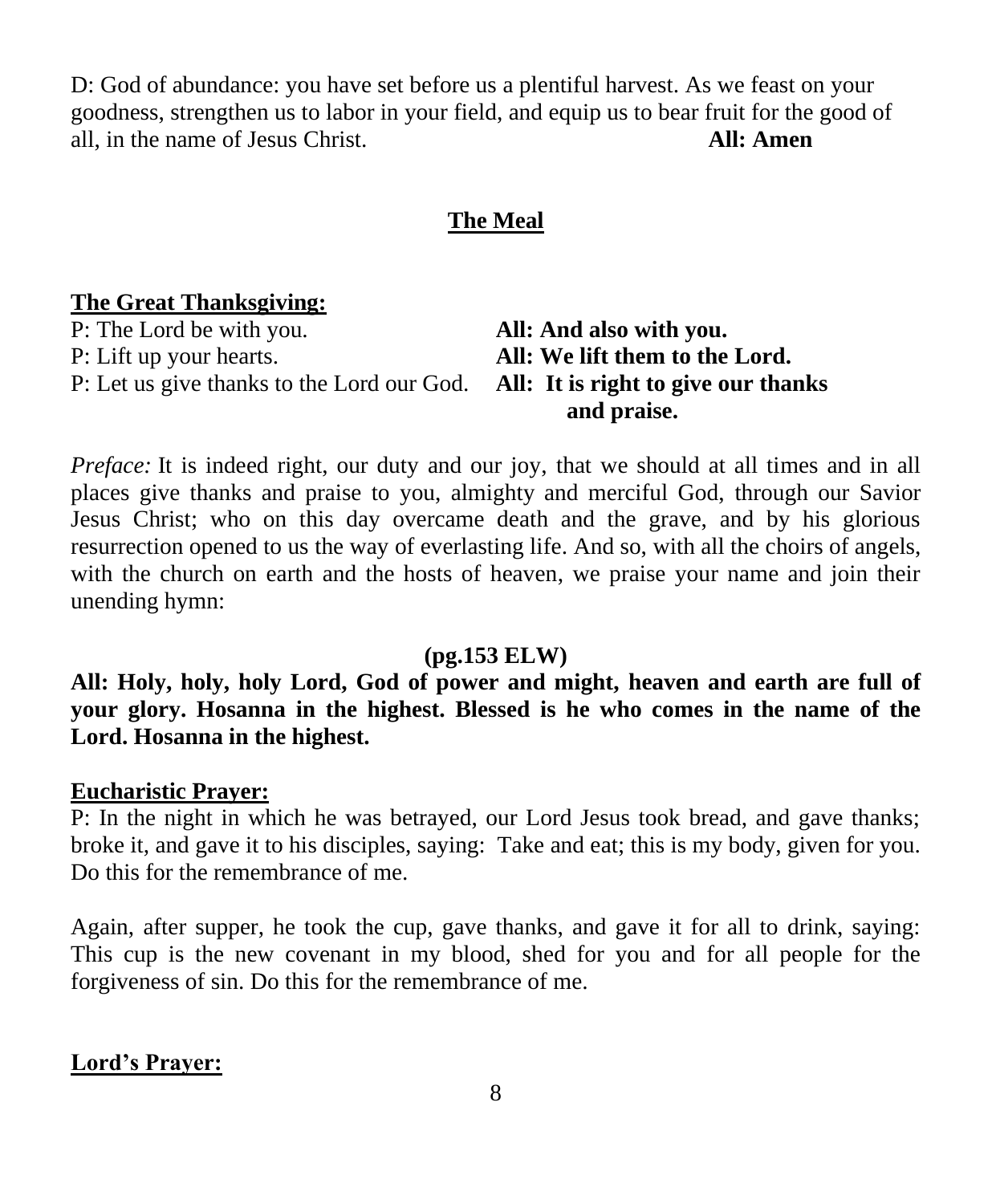D: God of abundance: you have set before us a plentiful harvest. As we feast on your goodness, strengthen us to labor in your field, and equip us to bear fruit for the good of all, in the name of Jesus Christ. **All: Amen**

## The Meal

**The Great Thanksgiving:**

P: The Lord be with you. **All: And also with you.**

P: Lift up your hearts. **All: We lift them to the Lord.**

P: Let us give thanks to the Lord our God. **All: It is right to give our thanks and praise.**

*Preface:* It is indeed right, our duty and our joy, that we should at all times and in all places give thanks and praise to you, almighty and merciful God, through our Savior Jesus Christ; who on this day overcame death and the grave, and by his glorious resurrection opened to us the way of everlasting life. And so, with all the choirs of angels, with the church on earth and the hosts of heaven, we praise your name and join their unending hymn:

**(pg.153 ELW)**

**All: Holy, holy, holy Lord, God of power and might, heaven and earth are full of your glory. Hosanna in the highest. Blessed is he who comes in the name of the Lord. Hosanna in the highest.**

**Eucharistic Prayer:**

P: In the night in which he was betrayed, our Lord Jesus took bread, and gave thanks; broke it, and gave it to his disciples, saying: Take and eat; this is my body, given for you. Do this for the remembrance of me.

Again, after supper, he took the cup, gave thanks, and gave it for all to drink, saying: This cup is the new covenant in my blood, shed for you and for all people for the forgiveness of sin. Do this for the remembrance of me.

**Lord's Prayer:**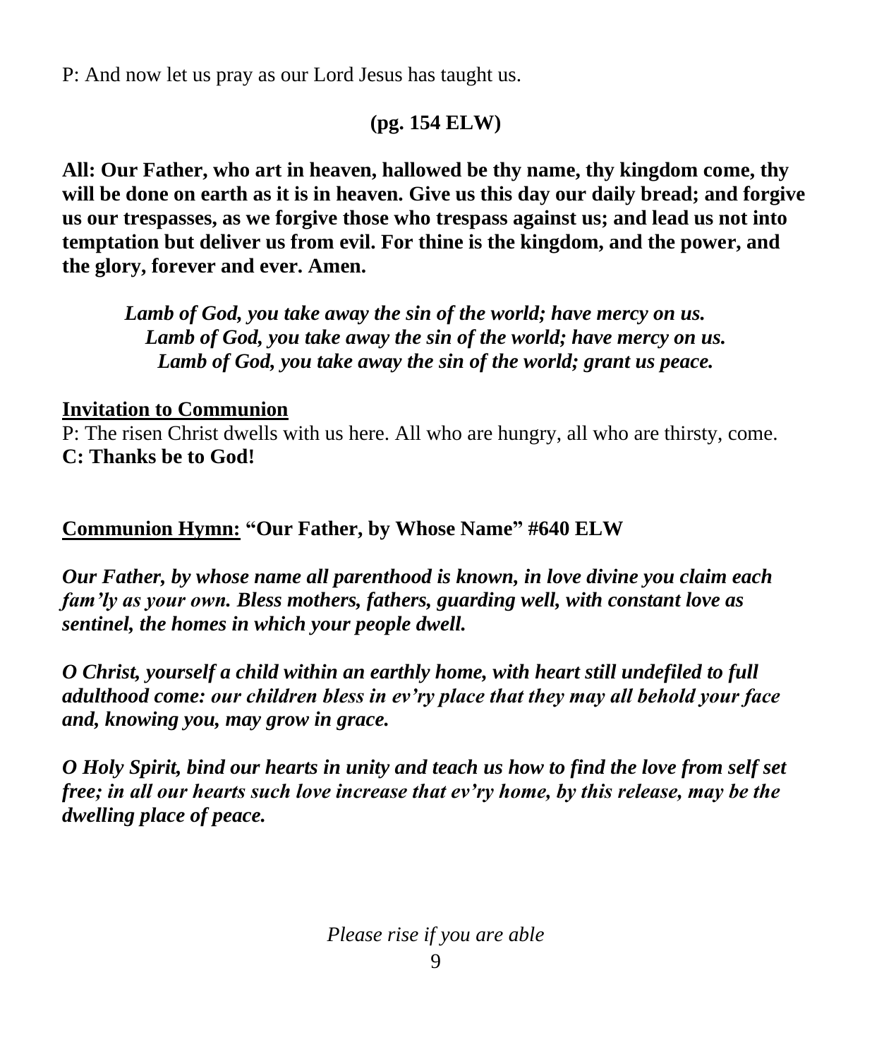P: And now let us pray as our Lord Jesus has taught us.

**(pg. 154 ELW)**

**All: Our Father, who art in heaven, hallowed be thy name, thy kingdom come, thy will be done on earth as it is in heaven. Give us this day our daily bread; and forgive us our trespasses, as we forgive those who trespass against us; and lead us not into temptation but deliver us from evil. For thine is the kingdom, and the power, and the glory, forever and ever. Amen.**

***Lamb of God, you take away the sin of the world; have mercy on us.***
***Lamb of God, you take away the sin of the world; have mercy on us.***
***Lamb of God, you take away the sin of the world; grant us peace.***

**Invitation to Communion**

P: The risen Christ dwells with us here. All who are hungry, all who are thirsty, come.
**C: Thanks be to God!**

**Communion Hymn: "Our Father, by Whose Name" #640 ELW**

***Our Father, by whose name all parenthood is known, in love divine you claim each fam'ly as your own. Bless mothers, fathers, guarding well, with constant love as sentinel, the homes in which your people dwell.***

***O Christ, yourself a child within an earthly home, with heart still undefiled to full adulthood come: our children bless in ev'ry place that they may all behold your face and, knowing you, may grow in grace.***

***O Holy Spirit, bind our hearts in unity and teach us how to find the love from self set free; in all our hearts such love increase that ev'ry home, by this release, may be the dwelling place of peace.***

*Please rise if you are able*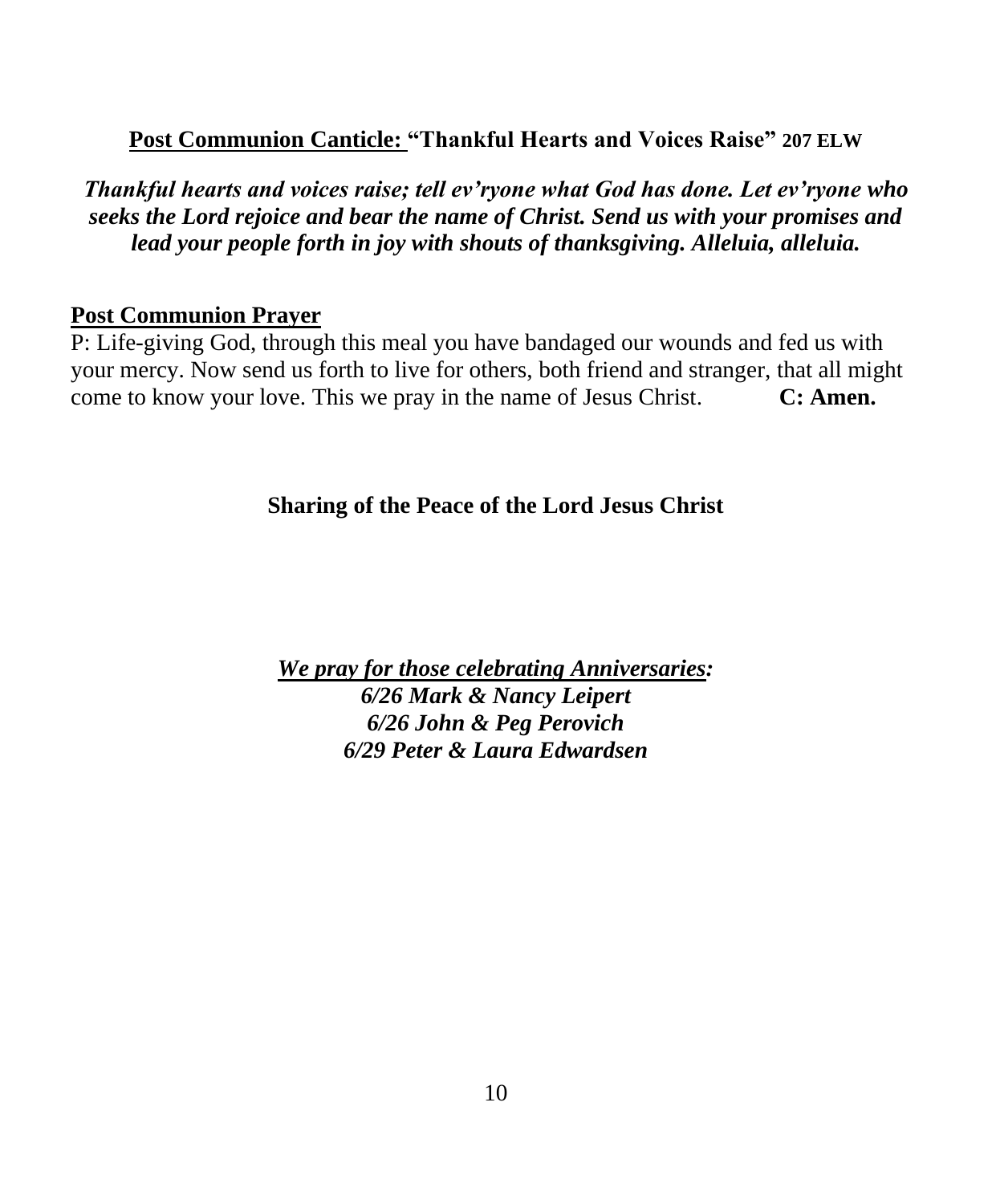**<u>Post Communion Canticle:</u> "Thankful Hearts and Voices Raise" 207 ELW**

***Thankful hearts and voices raise; tell ev'ryone what God has done. Let ev'ryone who seeks the Lord rejoice and bear the name of Christ. Send us with your promises and lead your people forth in joy with shouts of thanksgiving. Alleluia, alleluia.***

**<u>Post Communion Prayer</u>**

P: Life-giving God, through this meal you have bandaged our wounds and fed us with your mercy. Now send us forth to live for others, both friend and stranger, that all might come to know your love. This we pray in the name of Jesus Christ. **C: Amen.**

**Sharing of the Peace of the Lord Jesus Christ**

***<u>We pray for those celebrating Anniversaries</u>:***
***6/26 Mark & Nancy Leipert***
***6/26 John & Peg Perovich***
***6/29 Peter & Laura Edwardsen***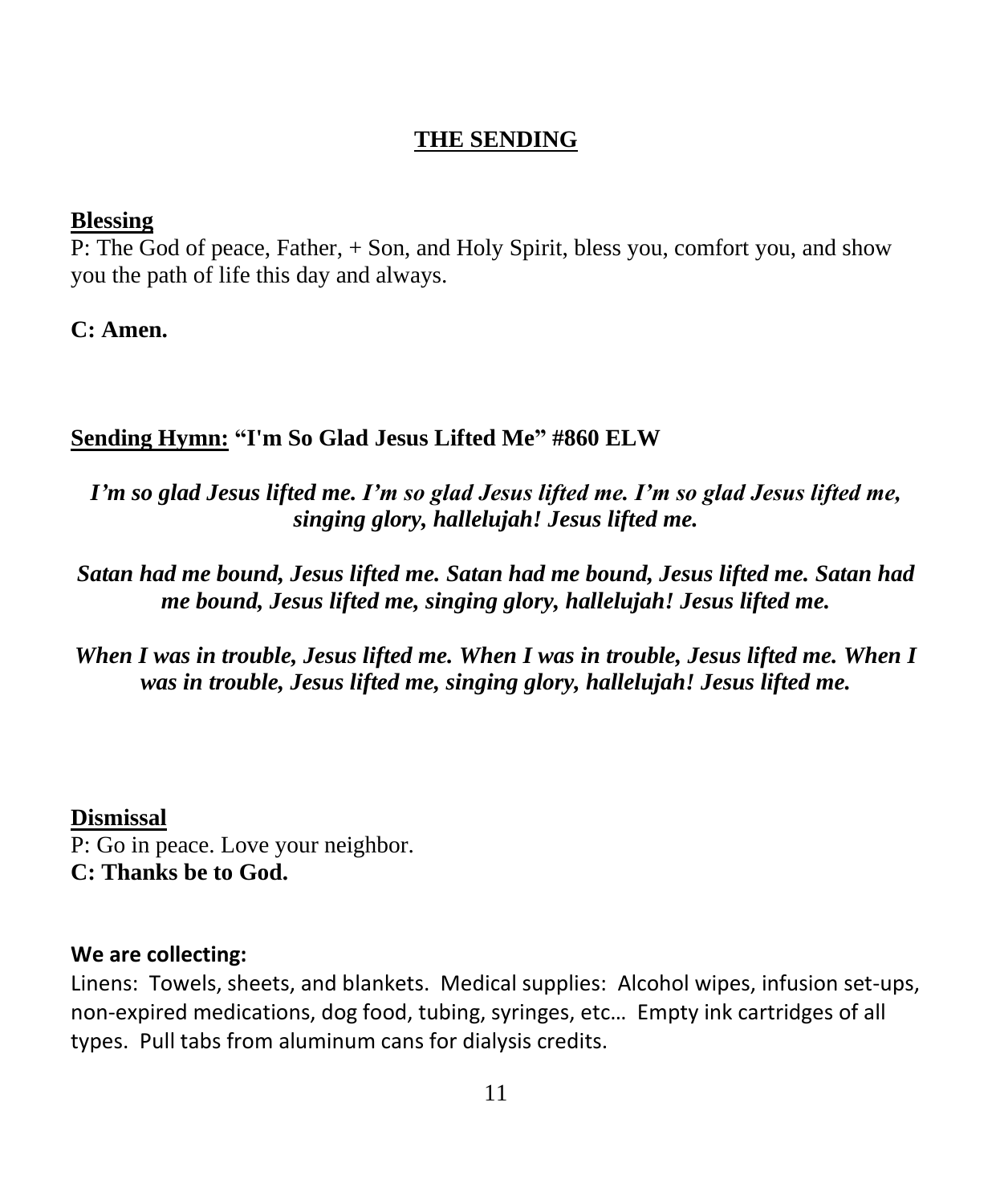## THE SENDING

**Blessing**
P: The God of peace, Father, + Son, and Holy Spirit, bless you, comfort you, and show you the path of life this day and always.

**C: Amen.**

**Sending Hymn: "I'm So Glad Jesus Lifted Me" #860 ELW**

***I'm so glad Jesus lifted me. I'm so glad Jesus lifted me. I'm so glad Jesus lifted me, singing glory, hallelujah! Jesus lifted me.***

***Satan had me bound, Jesus lifted me. Satan had me bound, Jesus lifted me. Satan had me bound, Jesus lifted me, singing glory, hallelujah! Jesus lifted me.***

***When I was in trouble, Jesus lifted me. When I was in trouble, Jesus lifted me. When I was in trouble, Jesus lifted me, singing glory, hallelujah! Jesus lifted me.***

**Dismissal**
P: Go in peace. Love your neighbor.
**C: Thanks be to God.**

**We are collecting:**
Linens: Towels, sheets, and blankets. Medical supplies: Alcohol wipes, infusion set-ups, non-expired medications, dog food, tubing, syringes, etc… Empty ink cartridges of all types. Pull tabs from aluminum cans for dialysis credits.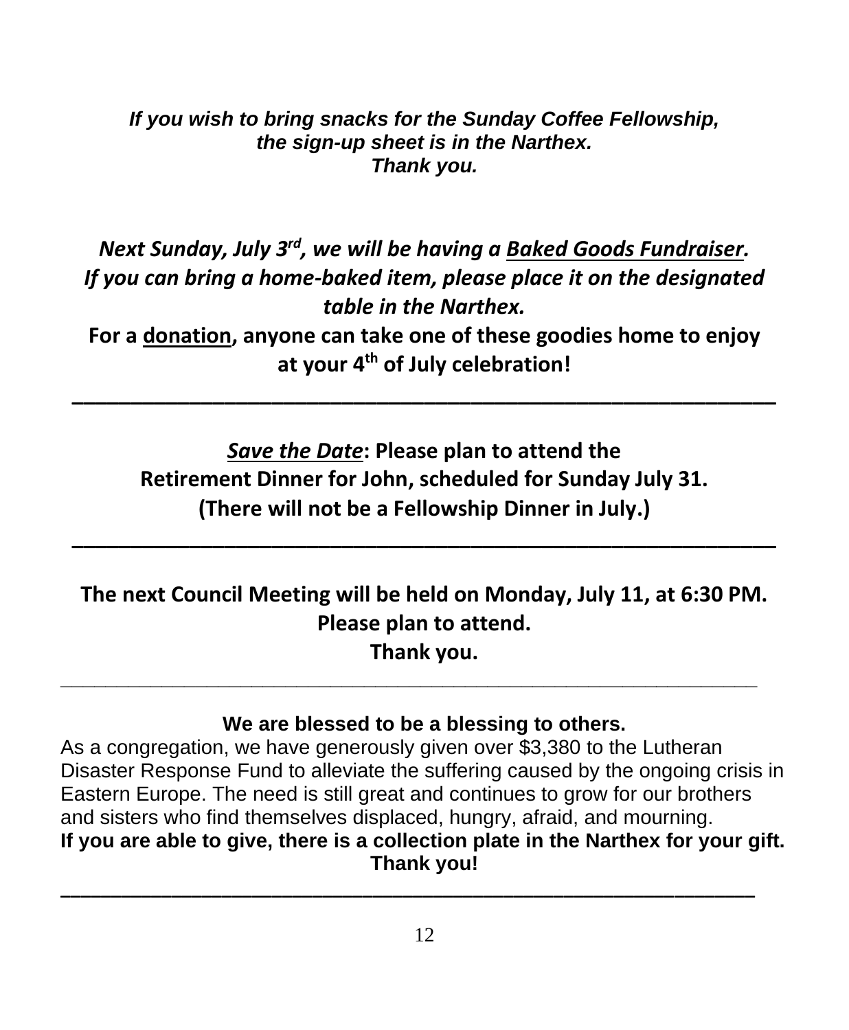***If you wish to bring snacks for the Sunday Coffee Fellowship, the sign-up sheet is in the Narthex. Thank you.***

***Next Sunday, July 3rd, we will be having a Baked Goods Fundraiser. If you can bring a home-baked item, please place it on the designated table in the Narthex.***

**For a donation, anyone can take one of these goodies home to enjoy at your 4th of July celebration!**

---

***Save the Date*: Please plan to attend the Retirement Dinner for John, scheduled for Sunday July 31. (There will not be a Fellowship Dinner in July.)**

---

**The next Council Meeting will be held on Monday, July 11, at 6:30 PM. Please plan to attend. Thank you.**

---

**We are blessed to be a blessing to others.**

As a congregation, we have generously given over $3,380 to the Lutheran Disaster Response Fund to alleviate the suffering caused by the ongoing crisis in Eastern Europe. The need is still great and continues to grow for our brothers and sisters who find themselves displaced, hungry, afraid, and mourning.

**If you are able to give, there is a collection plate in the Narthex for your gift. Thank you!**

---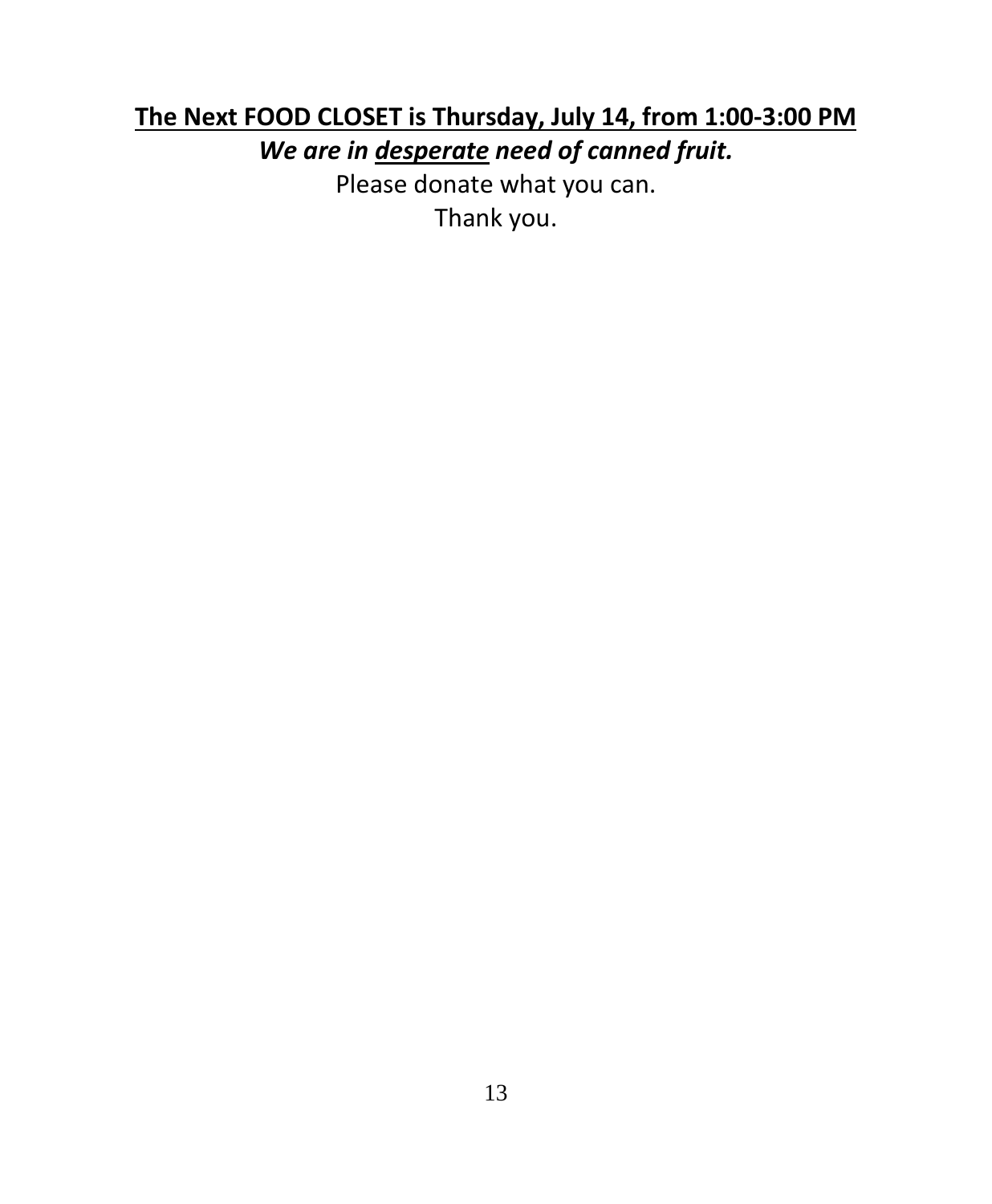**The Next FOOD CLOSET is Thursday, July 14, from 1:00-3:00 PM**

***We are in desperate need of canned fruit.***

Please donate what you can.

Thank you.